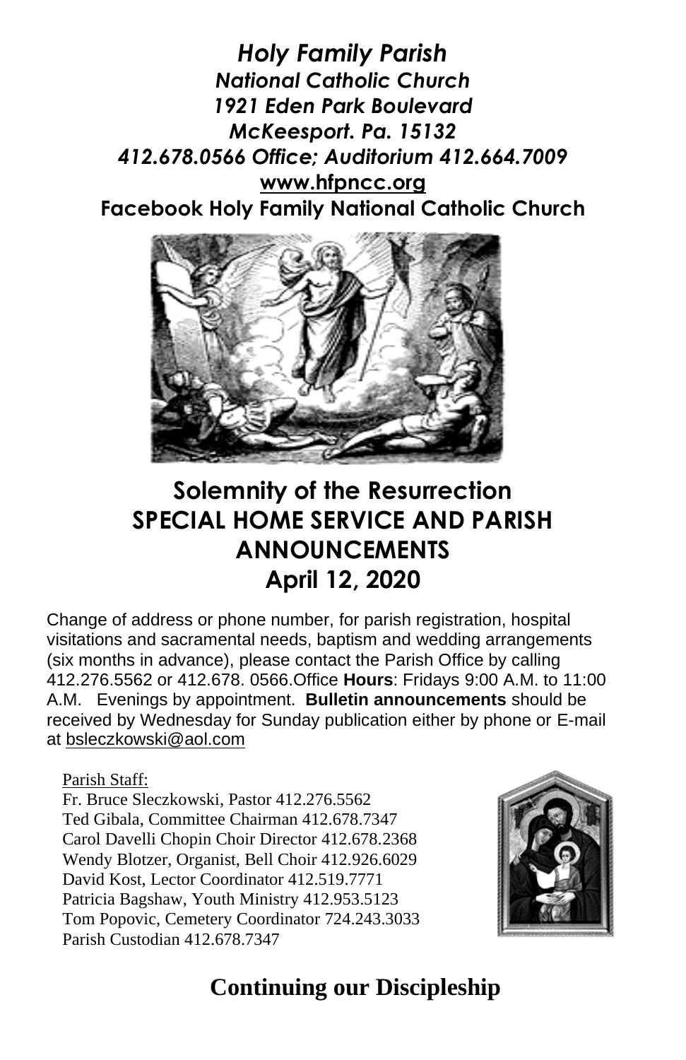***Holy Family Parish***
***National Catholic Church***
***1921 Eden Park Boulevard***
***McKeesport. Pa. 15132***
***412.678.0566 Office; Auditorium 412.664.7009***
**www.hfpncc.org**
**Facebook Holy Family National Catholic Church**

# Solemnity of the Resurrection
# SPECIAL HOME SERVICE AND PARISH ANNOUNCEMENTS
# April 12, 2020

Change of address or phone number, for parish registration, hospital visitations and sacramental needs, baptism and wedding arrangements (six months in advance), please contact the Parish Office by calling 412.276.5562 or 412.678. 0566.Office **Hours**: Fridays 9:00 A.M. to 11:00 A.M. Evenings by appointment. **Bulletin announcements** should be received by Wednesday for Sunday publication either by phone or E-mail at bsleczkowski@aol.com

Parish Staff:
Fr. Bruce Sleczkowski, Pastor 412.276.5562
Ted Gibala, Committee Chairman 412.678.7347
Carol Davelli Chopin Choir Director 412.678.2368
Wendy Blotzer, Organist, Bell Choir 412.926.6029
David Kost, Lector Coordinator 412.519.7771
Patricia Bagshaw, Youth Ministry 412.953.5123
Tom Popovic, Cemetery Coordinator 724.243.3033
Parish Custodian 412.678.7347

## Continuing our Discipleship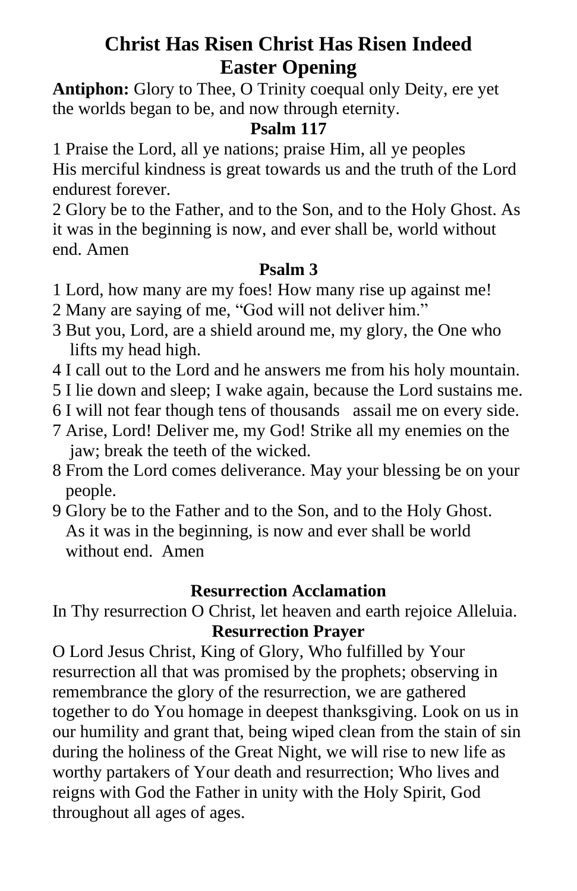# Christ Has Risen Christ Has Risen Indeed
# Easter Opening

**Antiphon:** Glory to Thee, O Trinity coequal only Deity, ere yet the worlds began to be, and now through eternity.

### Psalm 117

1 Praise the Lord, all ye nations; praise Him, all ye peoples
His merciful kindness is great towards us and the truth of the Lord endurest forever.

2 Glory be to the Father, and to the Son, and to the Holy Ghost. As it was in the beginning is now, and ever shall be, world without end. Amen

### Psalm 3

1 Lord, how many are my foes! How many rise up against me!
2 Many are saying of me, "God will not deliver him."
3 But you, Lord, are a shield around me, my glory, the One who lifts my head high.
4 I call out to the Lord and he answers me from his holy mountain.
5 I lie down and sleep; I wake again, because the Lord sustains me.
6 I will not fear though tens of thousands assail me on every side.
7 Arise, Lord! Deliver me, my God! Strike all my enemies on the jaw; break the teeth of the wicked.
8 From the Lord comes deliverance. May your blessing be on your people.
9 Glory be to the Father and to the Son, and to the Holy Ghost. As it was in the beginning, is now and ever shall be world without end. Amen

### Resurrection Acclamation

In Thy resurrection O Christ, let heaven and earth rejoice Alleluia.

### Resurrection Prayer

O Lord Jesus Christ, King of Glory, Who fulfilled by Your resurrection all that was promised by the prophets; observing in remembrance the glory of the resurrection, we are gathered together to do You homage in deepest thanksgiving. Look on us in our humility and grant that, being wiped clean from the stain of sin during the holiness of the Great Night, we will rise to new life as worthy partakers of Your death and resurrection; Who lives and reigns with God the Father in unity with the Holy Spirit, God throughout all ages of ages.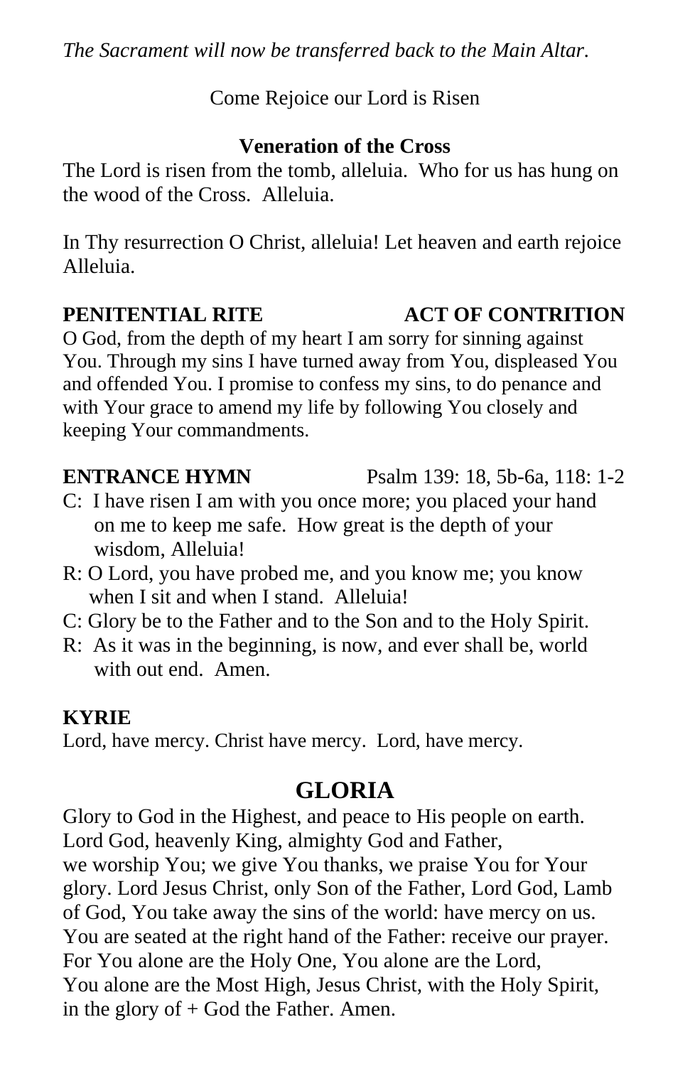*The Sacrament will now be transferred back to the Main Altar.*

Come Rejoice our Lord is Risen

**Veneration of the Cross**

The Lord is risen from the tomb, alleluia. Who for us has hung on the wood of the Cross. Alleluia.

In Thy resurrection O Christ, alleluia! Let heaven and earth rejoice Alleluia.

**PENITENTIAL RITE** **ACT OF CONTRITION**

O God, from the depth of my heart I am sorry for sinning against You. Through my sins I have turned away from You, displeased You and offended You. I promise to confess my sins, to do penance and with Your grace to amend my life by following You closely and keeping Your commandments.

**ENTRANCE HYMN** Psalm 139: 18, 5b-6a, 118: 1-2

C: I have risen I am with you once more; you placed your hand on me to keep me safe. How great is the depth of your wisdom, Alleluia!

R: O Lord, you have probed me, and you know me; you know when I sit and when I stand. Alleluia!

C: Glory be to the Father and to the Son and to the Holy Spirit.

R: As it was in the beginning, is now, and ever shall be, world with out end. Amen.

**KYRIE**

Lord, have mercy. Christ have mercy. Lord, have mercy.

## GLORIA

Glory to God in the Highest, and peace to His people on earth. Lord God, heavenly King, almighty God and Father, we worship You; we give You thanks, we praise You for Your glory. Lord Jesus Christ, only Son of the Father, Lord God, Lamb of God, You take away the sins of the world: have mercy on us. You are seated at the right hand of the Father: receive our prayer. For You alone are the Holy One, You alone are the Lord, You alone are the Most High, Jesus Christ, with the Holy Spirit, in the glory of + God the Father. Amen.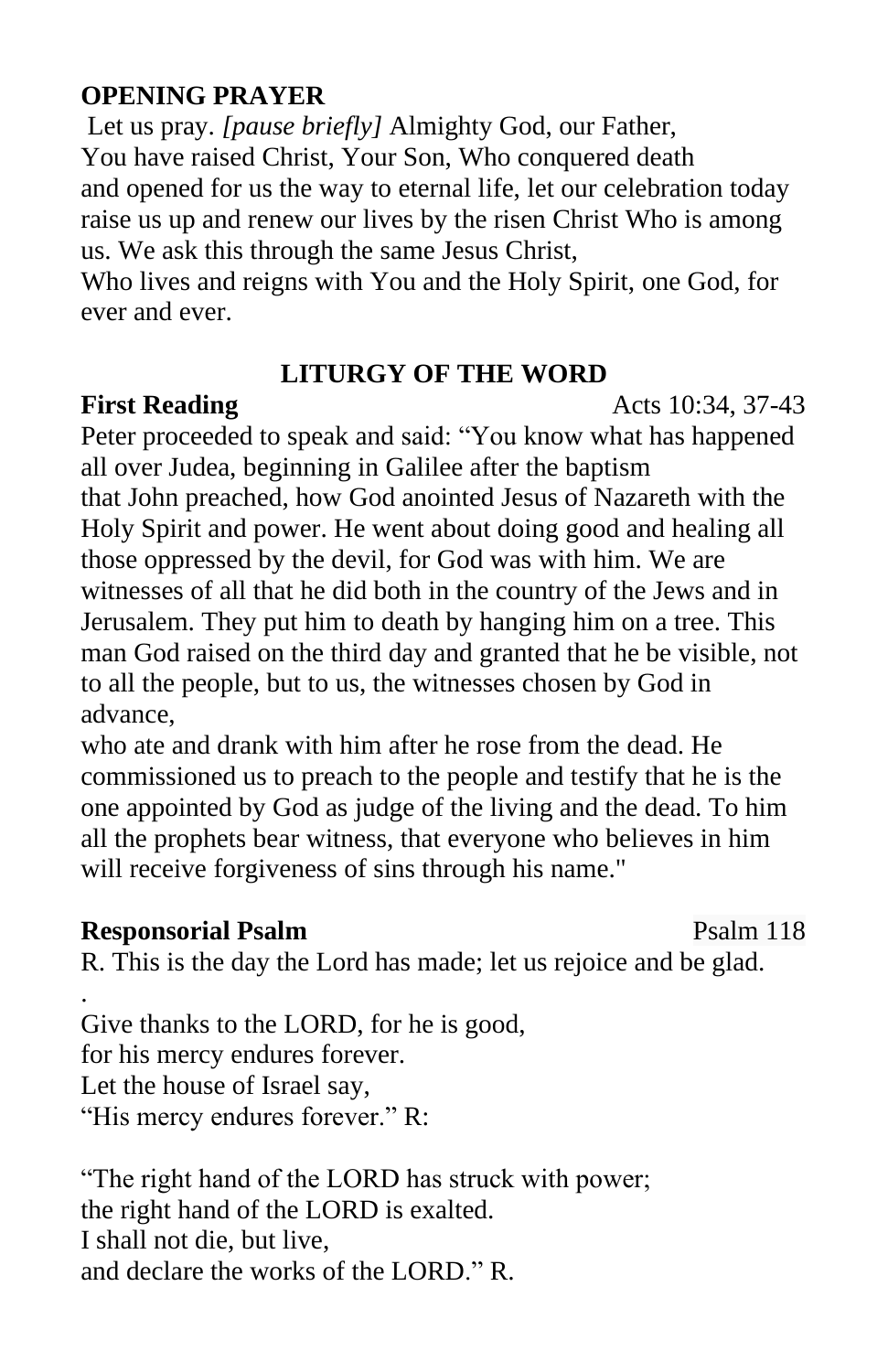**OPENING PRAYER**

Let us pray. *[pause briefly]* Almighty God, our Father,
You have raised Christ, Your Son, Who conquered death
and opened for us the way to eternal life, let our celebration today raise us up and renew our lives by the risen Christ Who is among us. We ask this through the same Jesus Christ,
Who lives and reigns with You and the Holy Spirit, one God, for ever and ever.

## LITURGY OF THE WORD

**First Reading** Acts 10:34, 37-43

Peter proceeded to speak and said: "You know what has happened all over Judea, beginning in Galilee after the baptism
that John preached, how God anointed Jesus of Nazareth with the Holy Spirit and power. He went about doing good and healing all those oppressed by the devil, for God was with him. We are witnesses of all that he did both in the country of the Jews and in Jerusalem. They put him to death by hanging him on a tree. This man God raised on the third day and granted that he be visible, not to all the people, but to us, the witnesses chosen by God in advance,
who ate and drank with him after he rose from the dead. He commissioned us to preach to the people and testify that he is the one appointed by God as judge of the living and the dead. To him all the prophets bear witness, that everyone who believes in him will receive forgiveness of sins through his name."

**Responsorial Psalm** Psalm 118

R. This is the day the Lord has made; let us rejoice and be glad.
.
Give thanks to the LORD, for he is good,
for his mercy endures forever.
Let the house of Israel say,
"His mercy endures forever." R:

"The right hand of the LORD has struck with power;
the right hand of the LORD is exalted.
I shall not die, but live,
and declare the works of the LORD." R.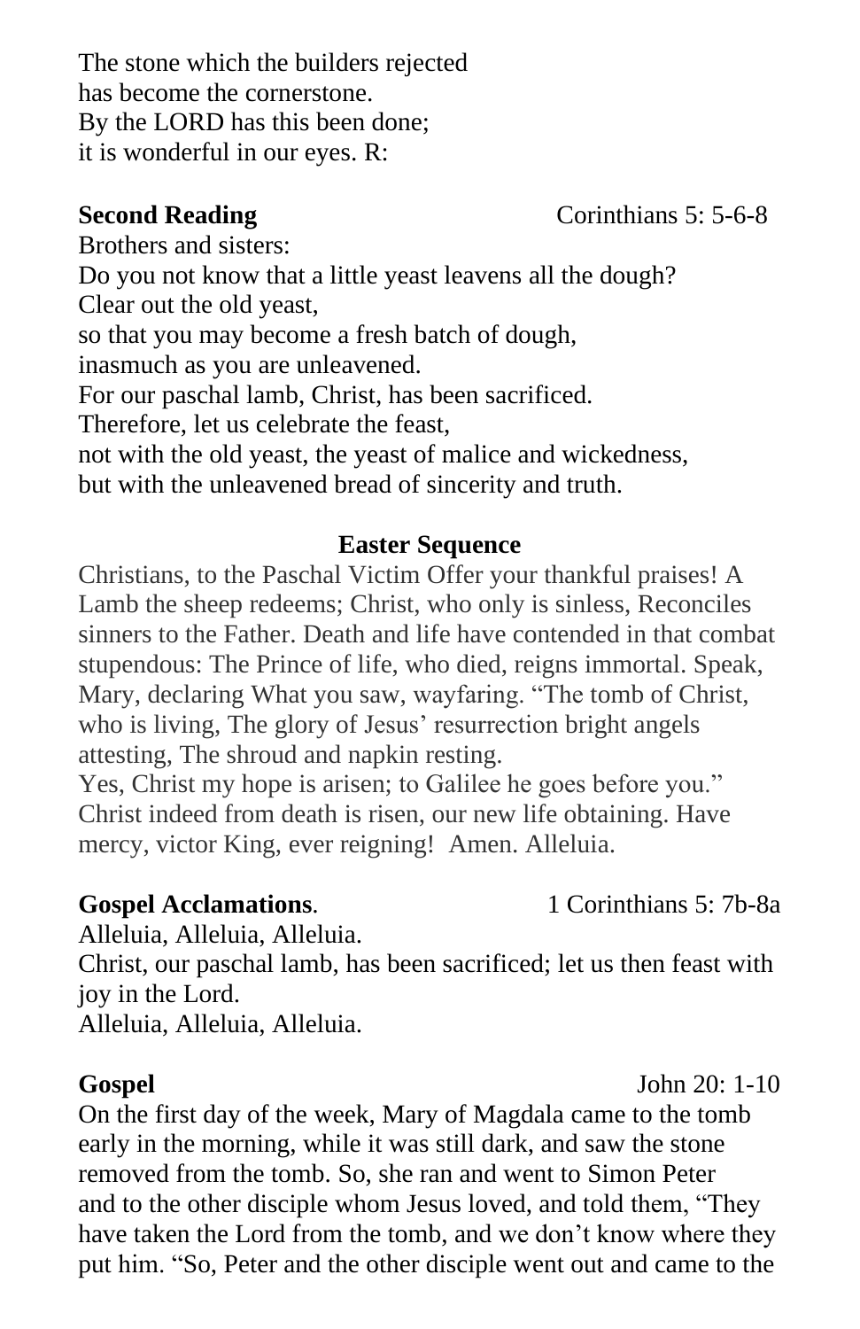The stone which the builders rejected
has become the cornerstone.
By the LORD has this been done;
it is wonderful in our eyes. R:

**Second Reading** Corinthians 5: 5-6-8

Brothers and sisters:
Do you not know that a little yeast leavens all the dough?
Clear out the old yeast,
so that you may become a fresh batch of dough,
inasmuch as you are unleavened.
For our paschal lamb, Christ, has been sacrificed.
Therefore, let us celebrate the feast,
not with the old yeast, the yeast of malice and wickedness,
but with the unleavened bread of sincerity and truth.

**Easter Sequence**

Christians, to the Paschal Victim Offer your thankful praises! A Lamb the sheep redeems; Christ, who only is sinless, Reconciles sinners to the Father. Death and life have contended in that combat stupendous: The Prince of life, who died, reigns immortal. Speak, Mary, declaring What you saw, wayfaring. "The tomb of Christ, who is living, The glory of Jesus' resurrection bright angels attesting, The shroud and napkin resting.
Yes, Christ my hope is arisen; to Galilee he goes before you." Christ indeed from death is risen, our new life obtaining. Have mercy, victor King, ever reigning! Amen. Alleluia.

**Gospel Acclamations**. 1 Corinthians 5: 7b-8a

Alleluia, Alleluia, Alleluia.
Christ, our paschal lamb, has been sacrificed; let us then feast with joy in the Lord.
Alleluia, Alleluia, Alleluia.

**Gospel** John 20: 1-10

On the first day of the week, Mary of Magdala came to the tomb early in the morning, while it was still dark, and saw the stone removed from the tomb. So, she ran and went to Simon Peter and to the other disciple whom Jesus loved, and told them, "They have taken the Lord from the tomb, and we don't know where they put him. "So, Peter and the other disciple went out and came to the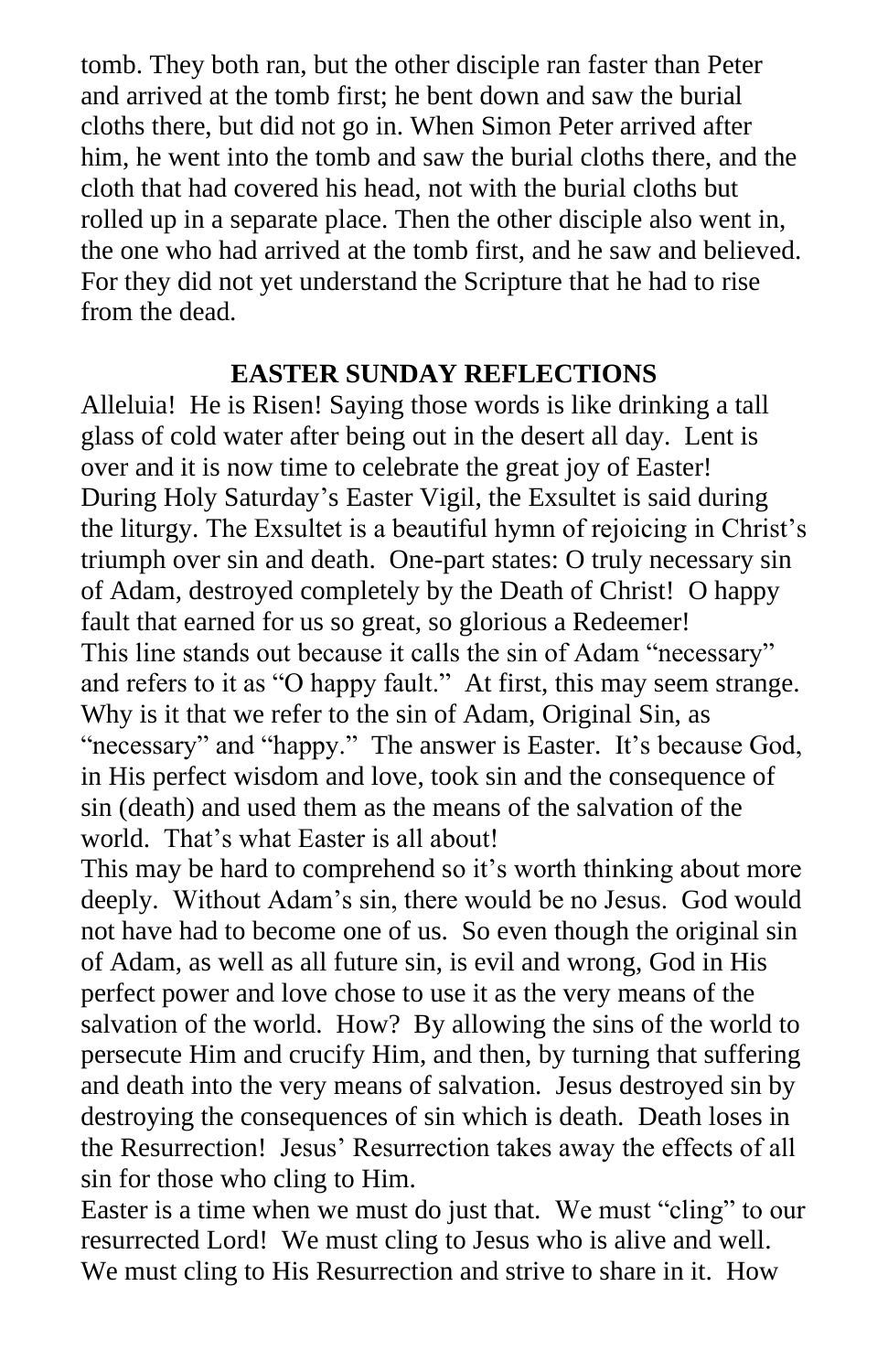tomb. They both ran, but the other disciple ran faster than Peter and arrived at the tomb first; he bent down and saw the burial cloths there, but did not go in. When Simon Peter arrived after him, he went into the tomb and saw the burial cloths there, and the cloth that had covered his head, not with the burial cloths but rolled up in a separate place. Then the other disciple also went in, the one who had arrived at the tomb first, and he saw and believed. For they did not yet understand the Scripture that he had to rise from the dead.

## EASTER SUNDAY REFLECTIONS

Alleluia! He is Risen! Saying those words is like drinking a tall glass of cold water after being out in the desert all day. Lent is over and it is now time to celebrate the great joy of Easter!

During Holy Saturday's Easter Vigil, the Exsultet is said during the liturgy. The Exsultet is a beautiful hymn of rejoicing in Christ's triumph over sin and death. One-part states: O truly necessary sin of Adam, destroyed completely by the Death of Christ! O happy fault that earned for us so great, so glorious a Redeemer!

This line stands out because it calls the sin of Adam "necessary" and refers to it as "O happy fault." At first, this may seem strange. Why is it that we refer to the sin of Adam, Original Sin, as "necessary" and "happy." The answer is Easter. It's because God, in His perfect wisdom and love, took sin and the consequence of sin (death) and used them as the means of the salvation of the world. That's what Easter is all about!

This may be hard to comprehend so it's worth thinking about more deeply. Without Adam's sin, there would be no Jesus. God would not have had to become one of us. So even though the original sin of Adam, as well as all future sin, is evil and wrong, God in His perfect power and love chose to use it as the very means of the salvation of the world. How? By allowing the sins of the world to persecute Him and crucify Him, and then, by turning that suffering and death into the very means of salvation. Jesus destroyed sin by destroying the consequences of sin which is death. Death loses in the Resurrection! Jesus' Resurrection takes away the effects of all sin for those who cling to Him.

Easter is a time when we must do just that. We must "cling" to our resurrected Lord! We must cling to Jesus who is alive and well. We must cling to His Resurrection and strive to share in it. How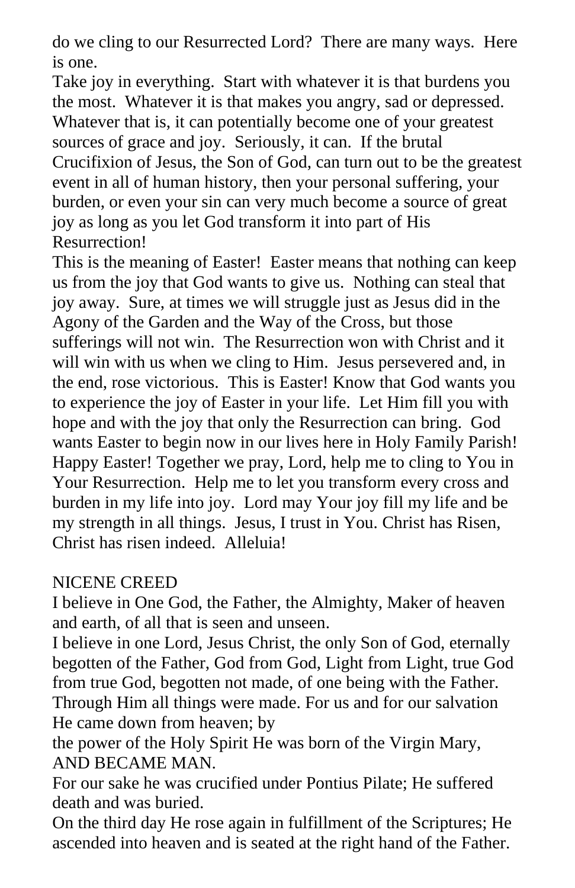do we cling to our Resurrected Lord? There are many ways. Here is one.

Take joy in everything. Start with whatever it is that burdens you the most. Whatever it is that makes you angry, sad or depressed. Whatever that is, it can potentially become one of your greatest sources of grace and joy. Seriously, it can. If the brutal Crucifixion of Jesus, the Son of God, can turn out to be the greatest event in all of human history, then your personal suffering, your burden, or even your sin can very much become a source of great joy as long as you let God transform it into part of His Resurrection!

This is the meaning of Easter! Easter means that nothing can keep us from the joy that God wants to give us. Nothing can steal that joy away. Sure, at times we will struggle just as Jesus did in the Agony of the Garden and the Way of the Cross, but those sufferings will not win. The Resurrection won with Christ and it will win with us when we cling to Him. Jesus persevered and, in the end, rose victorious. This is Easter! Know that God wants you to experience the joy of Easter in your life. Let Him fill you with hope and with the joy that only the Resurrection can bring. God wants Easter to begin now in our lives here in Holy Family Parish! Happy Easter! Together we pray, Lord, help me to cling to You in Your Resurrection. Help me to let you transform every cross and burden in my life into joy. Lord may Your joy fill my life and be my strength in all things. Jesus, I trust in You. Christ has Risen, Christ has risen indeed. Alleluia!

NICENE CREED

I believe in One God, the Father, the Almighty, Maker of heaven and earth, of all that is seen and unseen.

I believe in one Lord, Jesus Christ, the only Son of God, eternally begotten of the Father, God from God, Light from Light, true God from true God, begotten not made, of one being with the Father. Through Him all things were made. For us and for our salvation He came down from heaven; by

the power of the Holy Spirit He was born of the Virgin Mary, AND BECAME MAN.

For our sake he was crucified under Pontius Pilate; He suffered death and was buried.

On the third day He rose again in fulfillment of the Scriptures; He ascended into heaven and is seated at the right hand of the Father.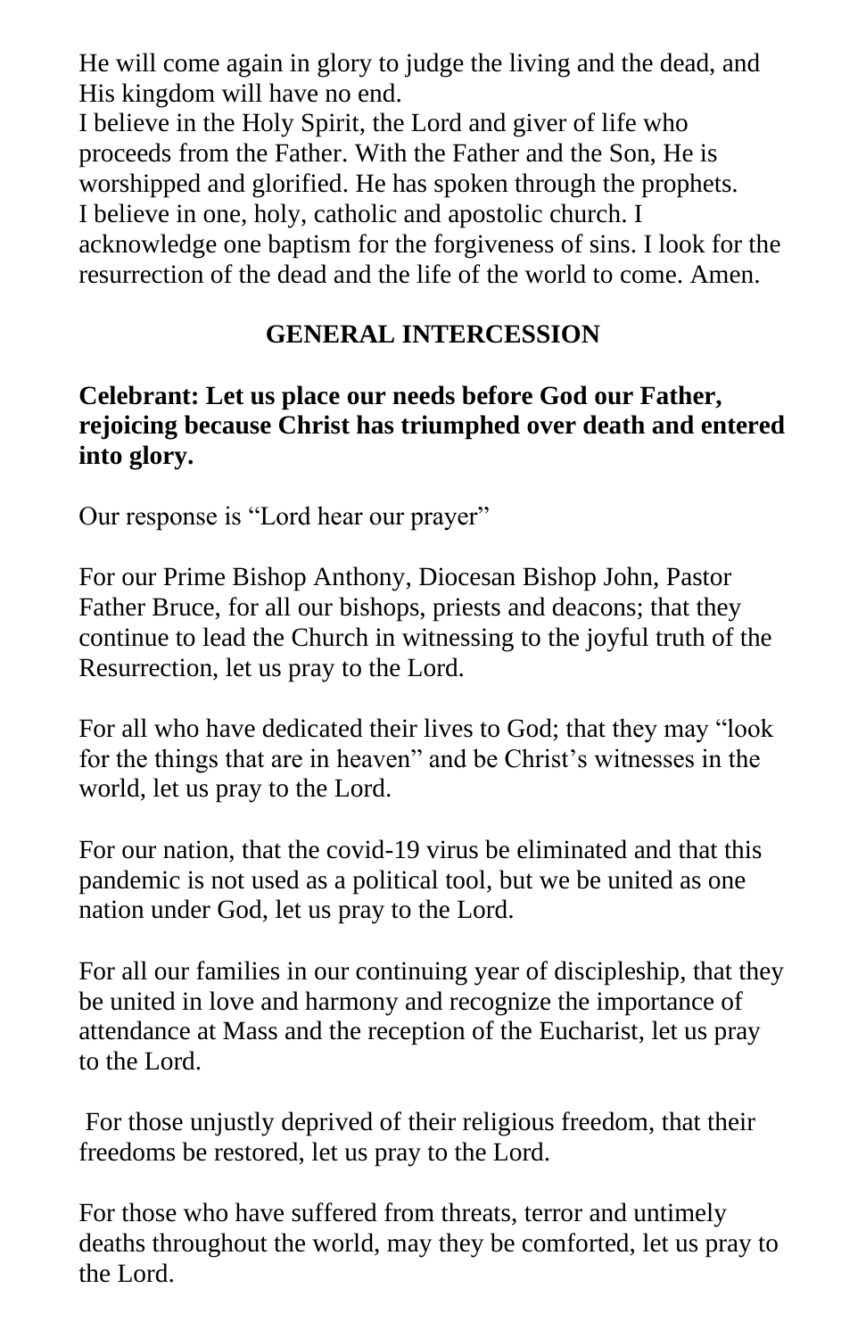He will come again in glory to judge the living and the dead, and His kingdom will have no end.
I believe in the Holy Spirit, the Lord and giver of life who proceeds from the Father. With the Father and the Son, He is worshipped and glorified. He has spoken through the prophets.
I believe in one, holy, catholic and apostolic church. I acknowledge one baptism for the forgiveness of sins. I look for the resurrection of the dead and the life of the world to come. Amen.

## GENERAL INTERCESSION

**Celebrant: Let us place our needs before God our Father, rejoicing because Christ has triumphed over death and entered into glory.**

Our response is "Lord hear our prayer"

For our Prime Bishop Anthony, Diocesan Bishop John, Pastor Father Bruce, for all our bishops, priests and deacons; that they continue to lead the Church in witnessing to the joyful truth of the Resurrection, let us pray to the Lord.

For all who have dedicated their lives to God; that they may "look for the things that are in heaven" and be Christ's witnesses in the world, let us pray to the Lord.

For our nation, that the covid-19 virus be eliminated and that this pandemic is not used as a political tool, but we be united as one nation under God, let us pray to the Lord.

For all our families in our continuing year of discipleship, that they be united in love and harmony and recognize the importance of attendance at Mass and the reception of the Eucharist, let us pray to the Lord.

For those unjustly deprived of their religious freedom, that their freedoms be restored, let us pray to the Lord.

For those who have suffered from threats, terror and untimely deaths throughout the world, may they be comforted, let us pray to the Lord.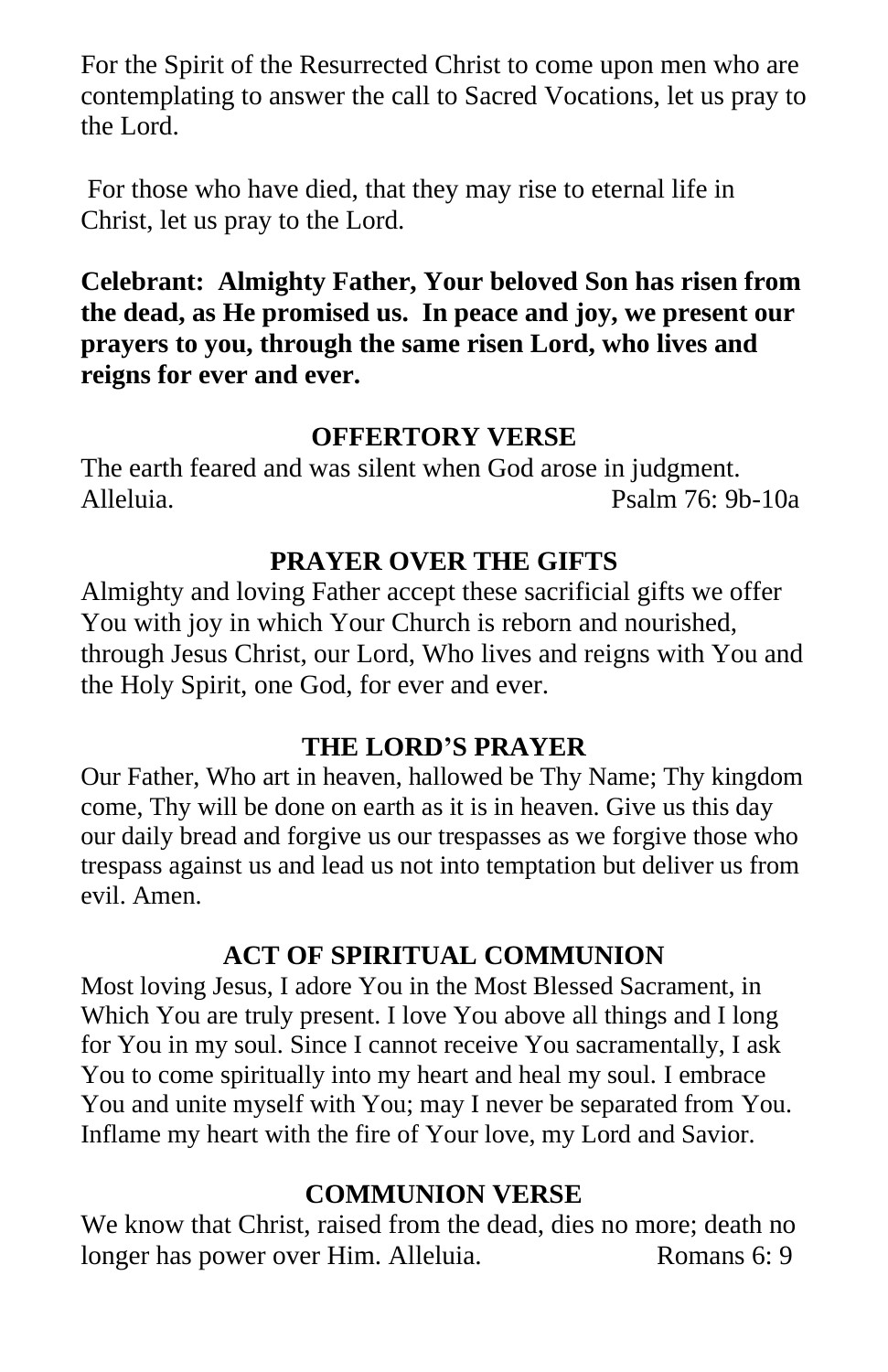For the Spirit of the Resurrected Christ to come upon men who are contemplating to answer the call to Sacred Vocations, let us pray to the Lord.

For those who have died, that they may rise to eternal life in Christ, let us pray to the Lord.

**Celebrant: Almighty Father, Your beloved Son has risen from the dead, as He promised us. In peace and joy, we present our prayers to you, through the same risen Lord, who lives and reigns for ever and ever.**

## OFFERTORY VERSE

The earth feared and was silent when God arose in judgment. Alleluia. Psalm 76: 9b-10a

## PRAYER OVER THE GIFTS

Almighty and loving Father accept these sacrificial gifts we offer You with joy in which Your Church is reborn and nourished, through Jesus Christ, our Lord, Who lives and reigns with You and the Holy Spirit, one God, for ever and ever.

## THE LORD'S PRAYER

Our Father, Who art in heaven, hallowed be Thy Name; Thy kingdom come, Thy will be done on earth as it is in heaven. Give us this day our daily bread and forgive us our trespasses as we forgive those who trespass against us and lead us not into temptation but deliver us from evil. Amen.

## ACT OF SPIRITUAL COMMUNION

Most loving Jesus, I adore You in the Most Blessed Sacrament, in Which You are truly present. I love You above all things and I long for You in my soul. Since I cannot receive You sacramentally, I ask You to come spiritually into my heart and heal my soul. I embrace You and unite myself with You; may I never be separated from You. Inflame my heart with the fire of Your love, my Lord and Savior.

## COMMUNION VERSE

We know that Christ, raised from the dead, dies no more; death no longer has power over Him. Alleluia. Romans 6: 9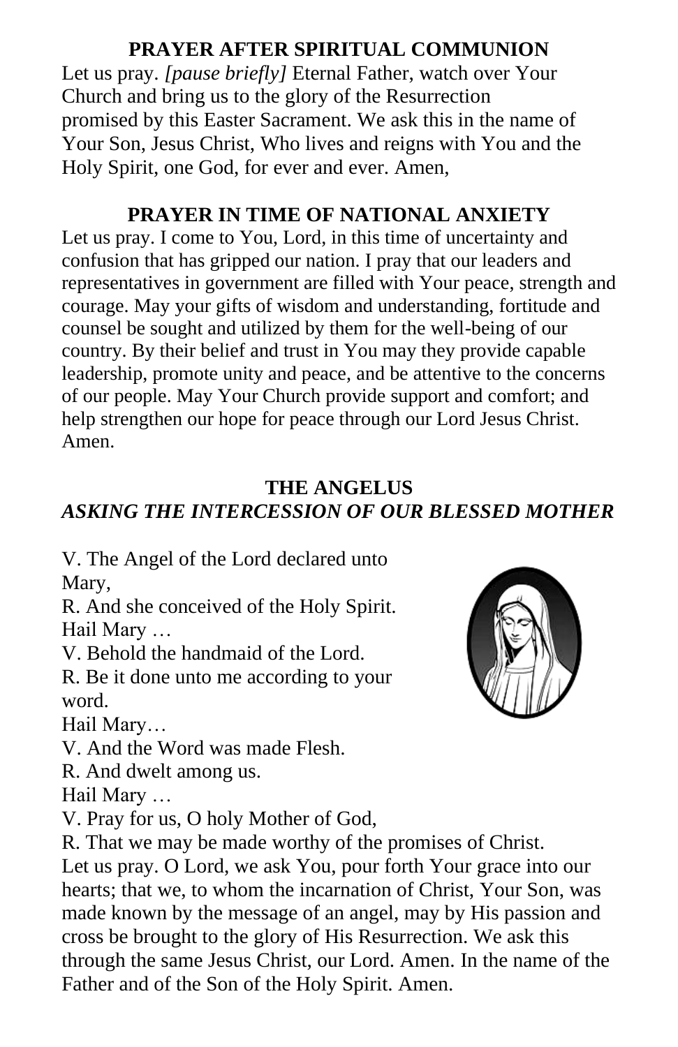## PRAYER AFTER SPIRITUAL COMMUNION

Let us pray. *[pause briefly]* Eternal Father, watch over Your Church and bring us to the glory of the Resurrection promised by this Easter Sacrament. We ask this in the name of Your Son, Jesus Christ, Who lives and reigns with You and the Holy Spirit, one God, for ever and ever. Amen,

## PRAYER IN TIME OF NATIONAL ANXIETY

Let us pray. I come to You, Lord, in this time of uncertainty and confusion that has gripped our nation. I pray that our leaders and representatives in government are filled with Your peace, strength and courage. May your gifts of wisdom and understanding, fortitude and counsel be sought and utilized by them for the well-being of our country. By their belief and trust in You may they provide capable leadership, promote unity and peace, and be attentive to the concerns of our people. May Your Church provide support and comfort; and help strengthen our hope for peace through our Lord Jesus Christ. Amen.

## THE ANGELUS

### *ASKING THE INTERCESSION OF OUR BLESSED MOTHER*

V. The Angel of the Lord declared unto Mary,
R. And she conceived of the Holy Spirit.
Hail Mary …
V. Behold the handmaid of the Lord.
R. Be it done unto me according to your word.
Hail Mary…
V. And the Word was made Flesh.
R. And dwelt among us.
Hail Mary …
V. Pray for us, O holy Mother of God,
R. That we may be made worthy of the promises of Christ.
Let us pray. O Lord, we ask You, pour forth Your grace into our hearts; that we, to whom the incarnation of Christ, Your Son, was made known by the message of an angel, may by His passion and cross be brought to the glory of His Resurrection. We ask this through the same Jesus Christ, our Lord. Amen. In the name of the Father and of the Son of the Holy Spirit. Amen.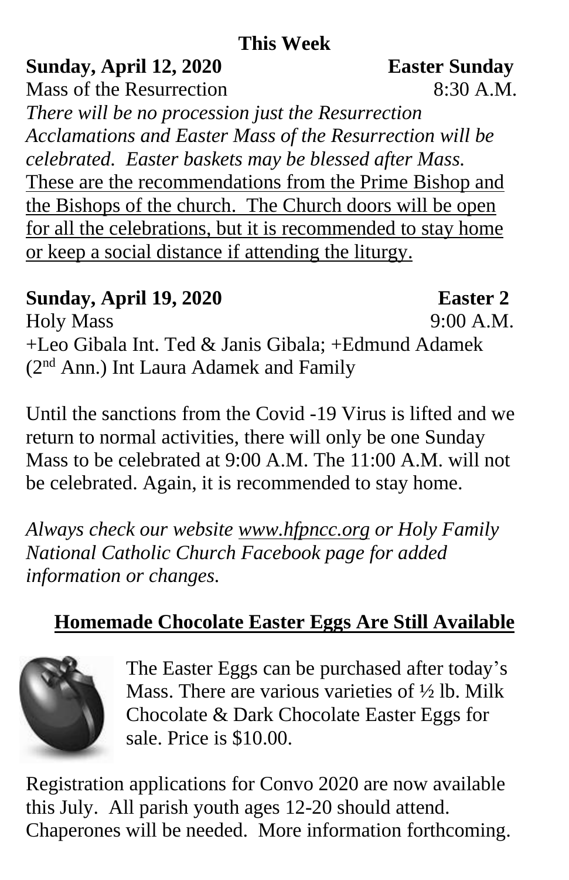## This Week

**Sunday, April 12, 2020 Easter Sunday**

Mass of the Resurrection 8:30 A.M.

*There will be no procession just the Resurrection Acclamations and Easter Mass of the Resurrection will be celebrated. Easter baskets may be blessed after Mass.* These are the recommendations from the Prime Bishop and the Bishops of the church. The Church doors will be open for all the celebrations, but it is recommended to stay home or keep a social distance if attending the liturgy.

**Sunday, April 19, 2020 Easter 2**

Holy Mass 9:00 A.M.

+Leo Gibala Int. Ted & Janis Gibala; +Edmund Adamek (2nd Ann.) Int Laura Adamek and Family

Until the sanctions from the Covid -19 Virus is lifted and we return to normal activities, there will only be one Sunday Mass to be celebrated at 9:00 A.M. The 11:00 A.M. will not be celebrated. Again, it is recommended to stay home.

*Always check our website www.hfpncc.org or Holy Family National Catholic Church Facebook page for added information or changes.*

## Homemade Chocolate Easter Eggs Are Still Available

The Easter Eggs can be purchased after today's Mass. There are various varieties of ½ lb. Milk Chocolate & Dark Chocolate Easter Eggs for sale. Price is $10.00.

Registration applications for Convo 2020 are now available this July. All parish youth ages 12-20 should attend. Chaperones will be needed. More information forthcoming.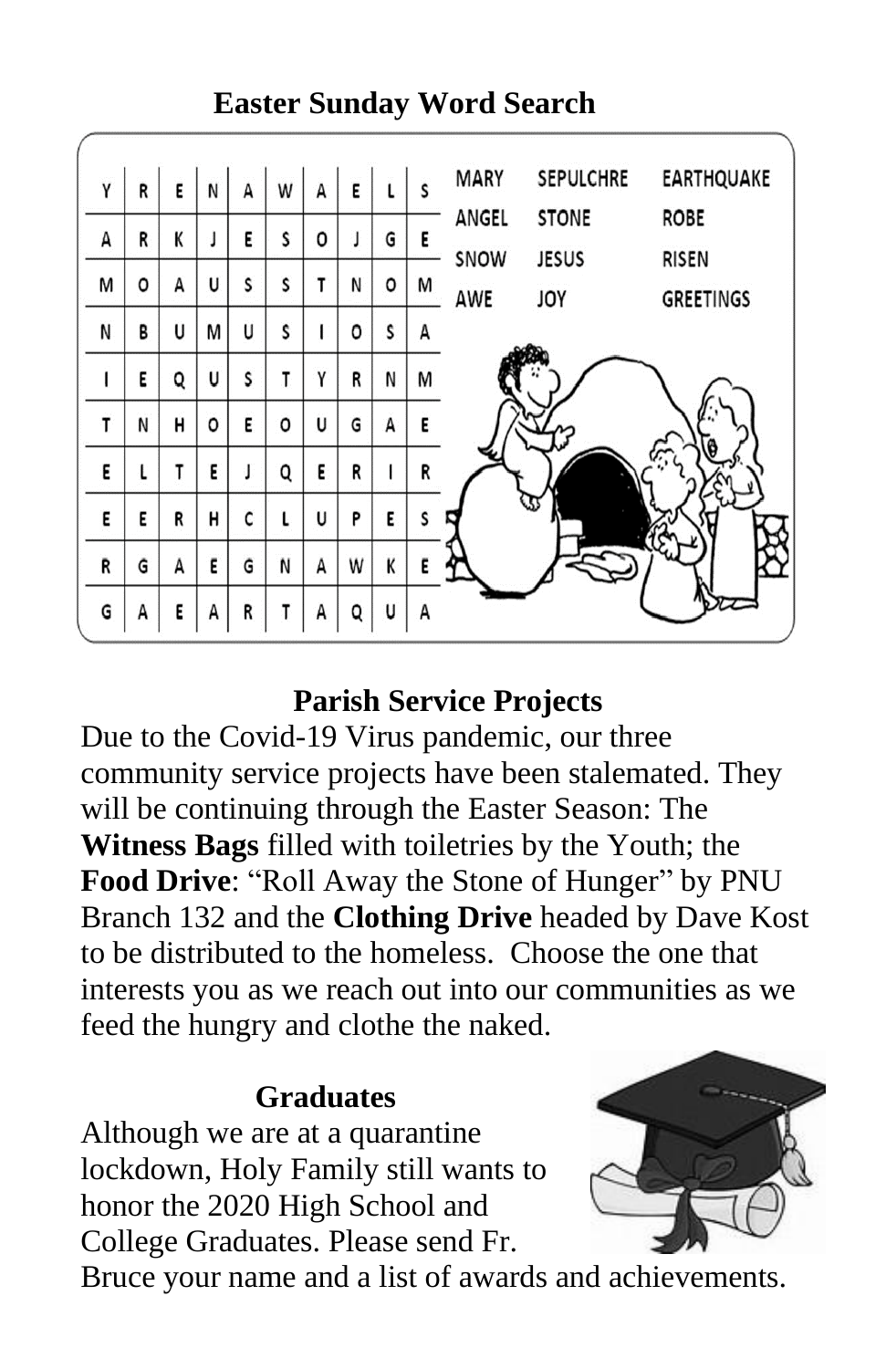## Easter Sunday Word Search

| | | | | | | | | | |
|---|---|---|---|---|---|---|---|---|---|
| Y | R | E | N | A | W | A | E | L | S |
| A | R | K | J | E | S | O | J | G | E |
| M | O | A | U | S | S | T | N | O | M |
| N | B | U | M | U | S | I | O | S | A |
| I | E | Q | U | S | T | Y | R | N | M |
| T | N | H | O | E | O | U | G | A | E |
| E | L | T | E | J | Q | E | R | I | R |
| E | E | R | H | C | L | U | P | E | S |
| R | G | A | E | G | N | A | W | K | E |
| G | A | E | A | R | T | A | Q | U | A |

| | | |
|---|---|---|
| MARY | SEPULCHRE | EARTHQUAKE |
| ANGEL | STONE | ROBE |
| SNOW | JESUS | RISEN |
| AWE | JOY | GREETINGS |

## Parish Service Projects

Due to the Covid-19 Virus pandemic, our three community service projects have been stalemated. They will be continuing through the Easter Season: The **Witness Bags** filled with toiletries by the Youth; the **Food Drive**: "Roll Away the Stone of Hunger" by PNU Branch 132 and the **Clothing Drive** headed by Dave Kost to be distributed to the homeless. Choose the one that interests you as we reach out into our communities as we feed the hungry and clothe the naked.

## Graduates

Although we are at a quarantine lockdown, Holy Family still wants to honor the 2020 High School and College Graduates. Please send Fr. Bruce your name and a list of awards and achievements.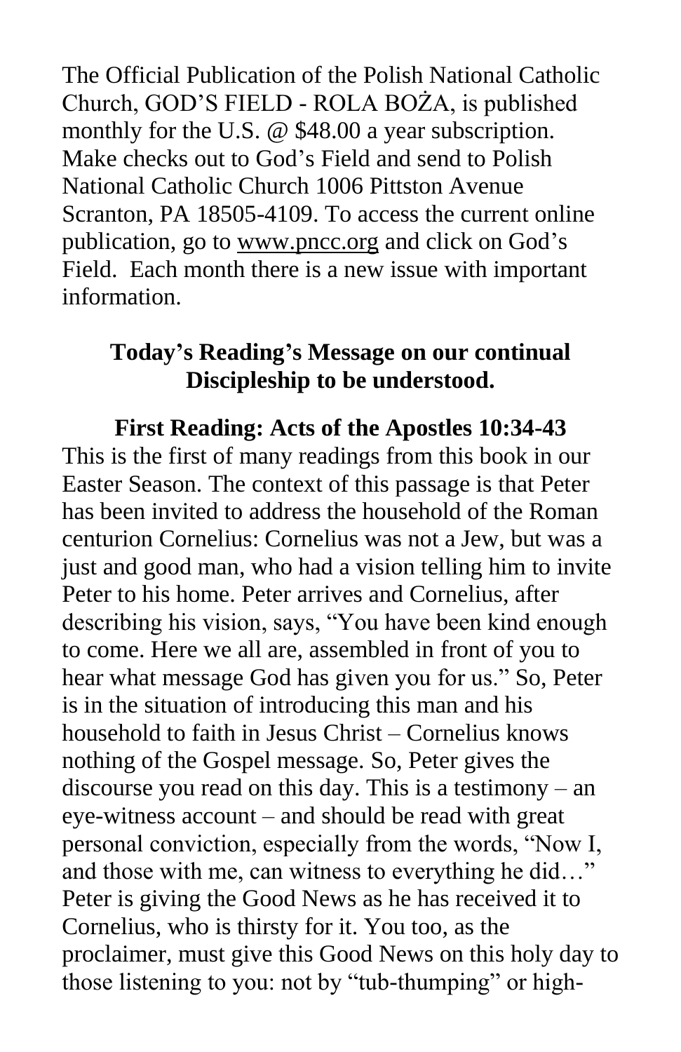The Official Publication of the Polish National Catholic Church, GOD'S FIELD - ROLA BOŻA, is published monthly for the U.S. @ $48.00 a year subscription. Make checks out to God's Field and send to Polish National Catholic Church 1006 Pittston Avenue Scranton, PA 18505-4109. To access the current online publication, go to www.pncc.org and click on God's Field. Each month there is a new issue with important information.

**Today's Reading's Message on our continual Discipleship to be understood.**

**First Reading: Acts of the Apostles 10:34-43**

This is the first of many readings from this book in our Easter Season. The context of this passage is that Peter has been invited to address the household of the Roman centurion Cornelius: Cornelius was not a Jew, but was a just and good man, who had a vision telling him to invite Peter to his home. Peter arrives and Cornelius, after describing his vision, says, "You have been kind enough to come. Here we all are, assembled in front of you to hear what message God has given you for us." So, Peter is in the situation of introducing this man and his household to faith in Jesus Christ – Cornelius knows nothing of the Gospel message. So, Peter gives the discourse you read on this day. This is a testimony – an eye-witness account – and should be read with great personal conviction, especially from the words, "Now I, and those with me, can witness to everything he did…" Peter is giving the Good News as he has received it to Cornelius, who is thirsty for it. You too, as the proclaimer, must give this Good News on this holy day to those listening to you: not by "tub-thumping" or high-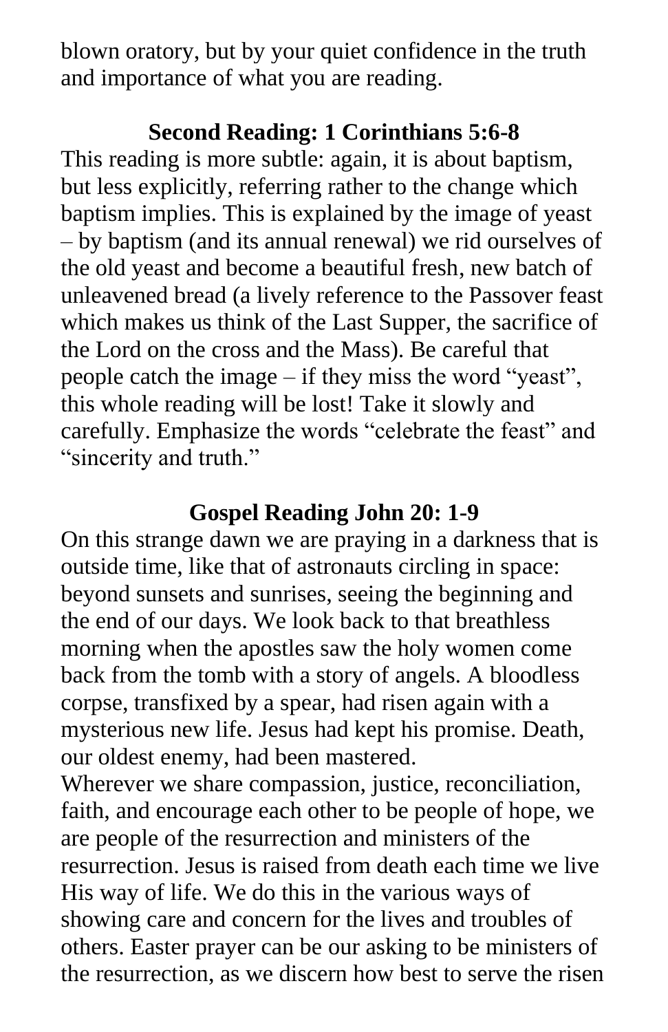blown oratory, but by your quiet confidence in the truth and importance of what you are reading.

**Second Reading: 1 Corinthians 5:6-8**

This reading is more subtle: again, it is about baptism, but less explicitly, referring rather to the change which baptism implies. This is explained by the image of yeast – by baptism (and its annual renewal) we rid ourselves of the old yeast and become a beautiful fresh, new batch of unleavened bread (a lively reference to the Passover feast which makes us think of the Last Supper, the sacrifice of the Lord on the cross and the Mass). Be careful that people catch the image – if they miss the word "yeast", this whole reading will be lost! Take it slowly and carefully. Emphasize the words "celebrate the feast" and "sincerity and truth."

**Gospel Reading John 20: 1-9**

On this strange dawn we are praying in a darkness that is outside time, like that of astronauts circling in space: beyond sunsets and sunrises, seeing the beginning and the end of our days. We look back to that breathless morning when the apostles saw the holy women come back from the tomb with a story of angels. A bloodless corpse, transfixed by a spear, had risen again with a mysterious new life. Jesus had kept his promise. Death, our oldest enemy, had been mastered.

Wherever we share compassion, justice, reconciliation, faith, and encourage each other to be people of hope, we are people of the resurrection and ministers of the resurrection. Jesus is raised from death each time we live His way of life. We do this in the various ways of showing care and concern for the lives and troubles of others. Easter prayer can be our asking to be ministers of the resurrection, as we discern how best to serve the risen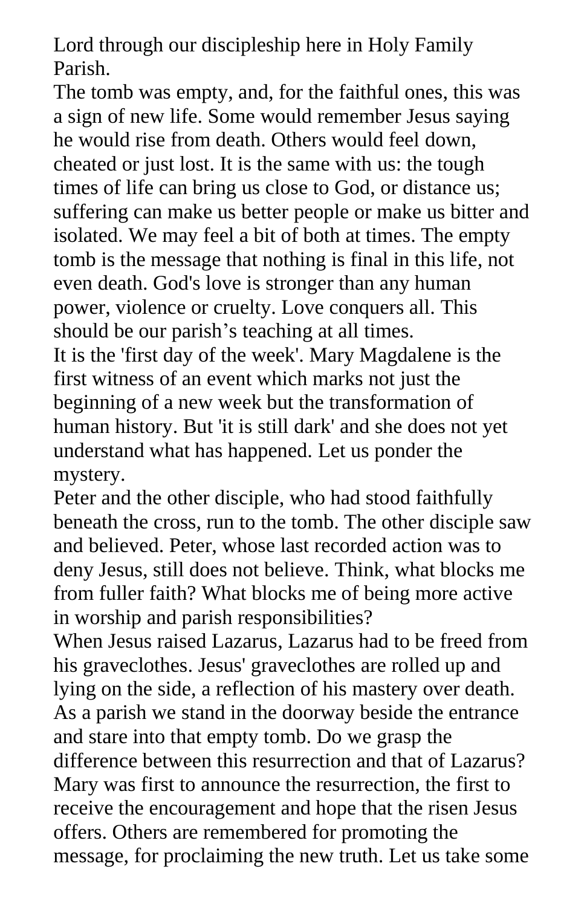Lord through our discipleship here in Holy Family Parish.

The tomb was empty, and, for the faithful ones, this was a sign of new life. Some would remember Jesus saying he would rise from death. Others would feel down, cheated or just lost. It is the same with us: the tough times of life can bring us close to God, or distance us; suffering can make us better people or make us bitter and isolated. We may feel a bit of both at times. The empty tomb is the message that nothing is final in this life, not even death. God's love is stronger than any human power, violence or cruelty. Love conquers all. This should be our parish's teaching at all times.

It is the 'first day of the week'. Mary Magdalene is the first witness of an event which marks not just the beginning of a new week but the transformation of human history. But 'it is still dark' and she does not yet understand what has happened. Let us ponder the mystery.

Peter and the other disciple, who had stood faithfully beneath the cross, run to the tomb. The other disciple saw and believed. Peter, whose last recorded action was to deny Jesus, still does not believe. Think, what blocks me from fuller faith? What blocks me of being more active in worship and parish responsibilities?

When Jesus raised Lazarus, Lazarus had to be freed from his graveclothes. Jesus' graveclothes are rolled up and lying on the side, a reflection of his mastery over death. As a parish we stand in the doorway beside the entrance and stare into that empty tomb. Do we grasp the difference between this resurrection and that of Lazarus?

Mary was first to announce the resurrection, the first to receive the encouragement and hope that the risen Jesus offers. Others are remembered for promoting the message, for proclaiming the new truth. Let us take some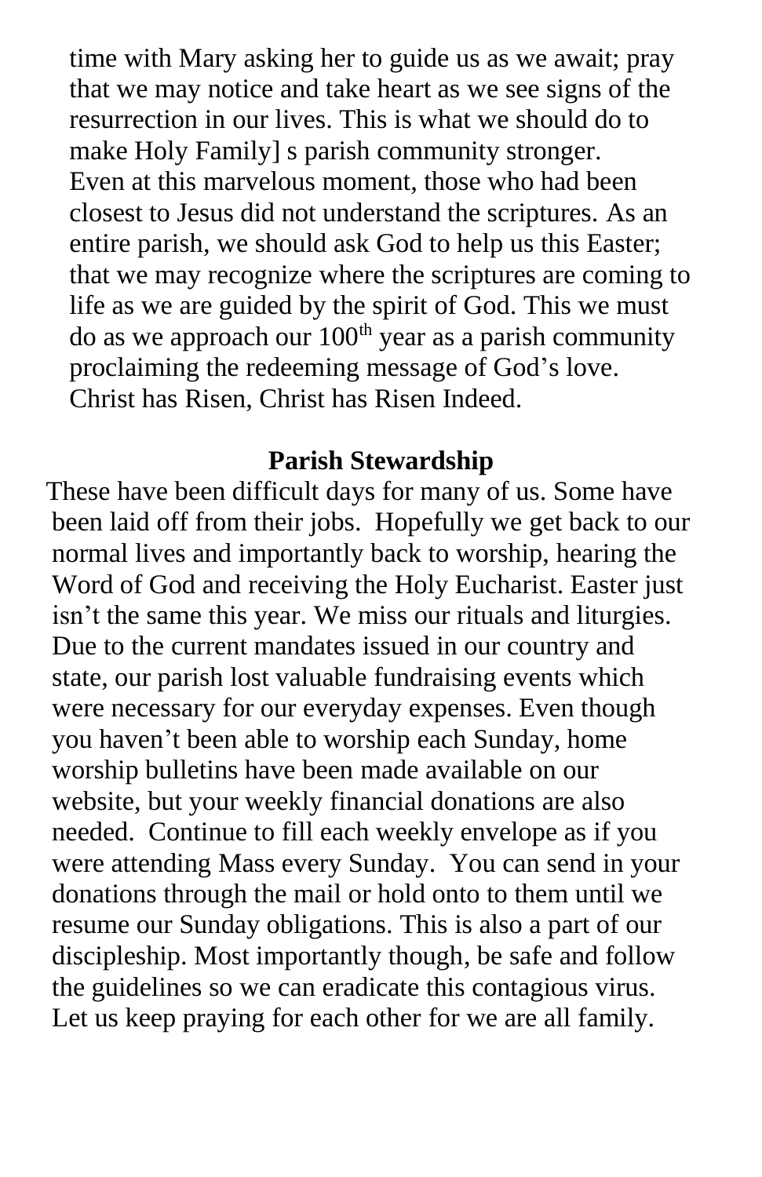time with Mary asking her to guide us as we await; pray that we may notice and take heart as we see signs of the resurrection in our lives. This is what we should do to make Holy Family] s parish community stronger.

Even at this marvelous moment, those who had been closest to Jesus did not understand the scriptures. As an entire parish, we should ask God to help us this Easter; that we may recognize where the scriptures are coming to life as we are guided by the spirit of God. This we must do as we approach our 100th year as a parish community proclaiming the redeeming message of God's love.

Christ has Risen, Christ has Risen Indeed.

## Parish Stewardship

These have been difficult days for many of us. Some have been laid off from their jobs. Hopefully we get back to our normal lives and importantly back to worship, hearing the Word of God and receiving the Holy Eucharist. Easter just isn't the same this year. We miss our rituals and liturgies. Due to the current mandates issued in our country and state, our parish lost valuable fundraising events which were necessary for our everyday expenses. Even though you haven't been able to worship each Sunday, home worship bulletins have been made available on our website, but your weekly financial donations are also needed. Continue to fill each weekly envelope as if you were attending Mass every Sunday. You can send in your donations through the mail or hold onto to them until we resume our Sunday obligations. This is also a part of our discipleship. Most importantly though, be safe and follow the guidelines so we can eradicate this contagious virus. Let us keep praying for each other for we are all family.